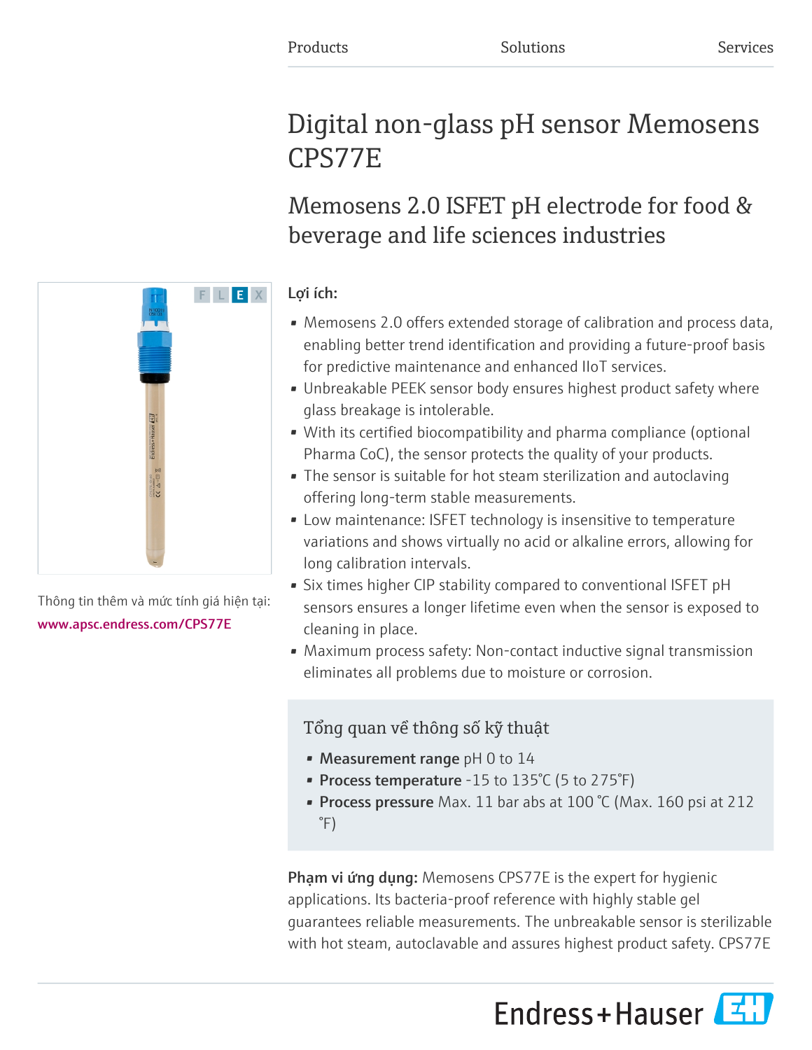Products Solutions Services

# Digital non-glass pH sensor Memosens CPS77E

## Memosens 2.0 ISFET pH electrode for food & beverage and life sciences industries

Thông tin thêm và mức tính giá hiện tại:
www.apsc.endress.com/CPS77E

**Lợi ích:**

- Memosens 2.0 offers extended storage of calibration and process data, enabling better trend identification and providing a future-proof basis for predictive maintenance and enhanced IIoT services.
- Unbreakable PEEK sensor body ensures highest product safety where glass breakage is intolerable.
- With its certified biocompatibility and pharma compliance (optional Pharma CoC), the sensor protects the quality of your products.
- The sensor is suitable for hot steam sterilization and autoclaving offering long-term stable measurements.
- Low maintenance: ISFET technology is insensitive to temperature variations and shows virtually no acid or alkaline errors, allowing for long calibration intervals.
- Six times higher CIP stability compared to conventional ISFET pH sensors ensures a longer lifetime even when the sensor is exposed to cleaning in place.
- Maximum process safety: Non-contact inductive signal transmission eliminates all problems due to moisture or corrosion.

### Tổng quan về thông số kỹ thuật

- **Measurement range** pH 0 to 14
- **Process temperature** -15 to 135°C (5 to 275°F)
- **Process pressure** Max. 11 bar abs at 100 °C (Max. 160 psi at 212 °F)

**Phạm vi ứng dụng:** Memosens CPS77E is the expert for hygienic applications. Its bacteria-proof reference with highly stable gel guarantees reliable measurements. The unbreakable sensor is sterilizable with hot steam, autoclavable and assures highest product safety. CPS77E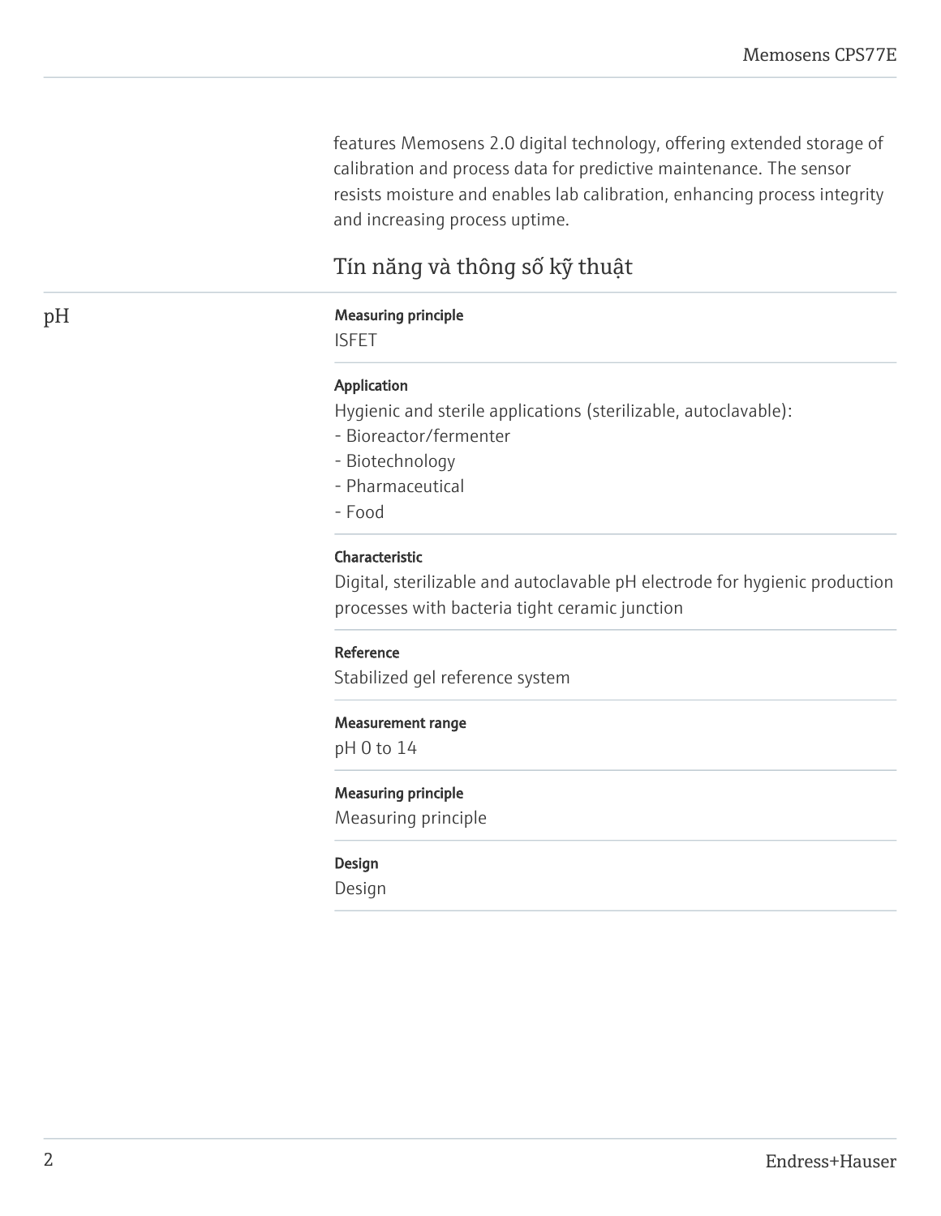features Memosens 2.0 digital technology, offering extended storage of calibration and process data for predictive maintenance. The sensor resists moisture and enables lab calibration, enhancing process integrity and increasing process uptime.

## Tín năng và thông số kỹ thuật

### pH

**Measuring principle**

ISFET

**Application**

Hygienic and sterile applications (sterilizable, autoclavable):
- Bioreactor/fermenter
- Biotechnology
- Pharmaceutical
- Food

**Characteristic**

Digital, sterilizable and autoclavable pH electrode for hygienic production processes with bacteria tight ceramic junction

**Reference**

Stabilized gel reference system

**Measurement range**

pH 0 to 14

**Measuring principle**

Measuring principle

**Design**

Design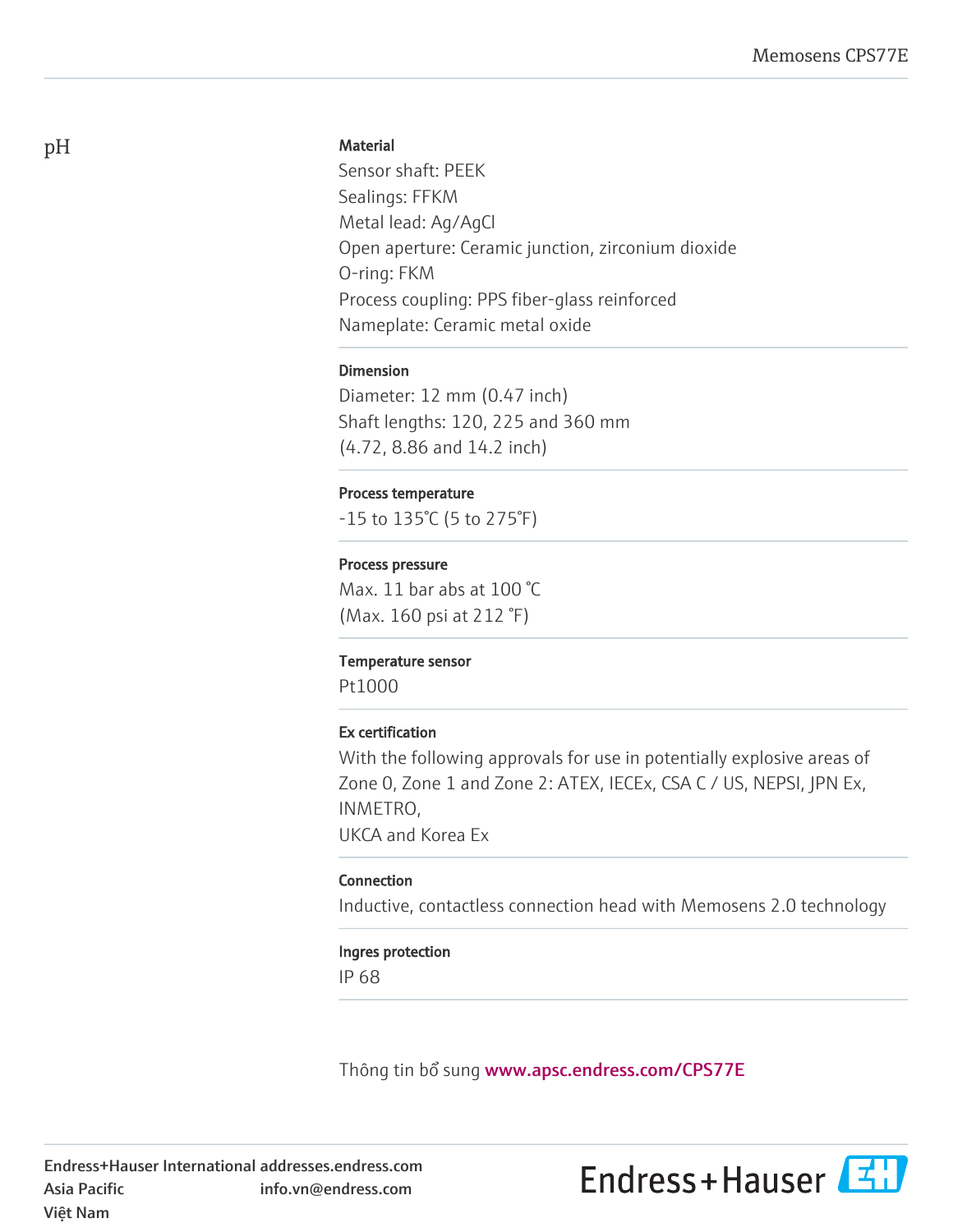## pH

**Material**

Sensor shaft: PEEK
Sealings: FFKM
Metal lead: Ag/AgCl
Open aperture: Ceramic junction, zirconium dioxide
O-ring: FKM
Process coupling: PPS fiber-glass reinforced
Nameplate: Ceramic metal oxide

**Dimension**

Diameter: 12 mm (0.47 inch)
Shaft lengths: 120, 225 and 360 mm
(4.72, 8.86 and 14.2 inch)

**Process temperature**

-15 to 135°C (5 to 275°F)

**Process pressure**

Max. 11 bar abs at 100 °C
(Max. 160 psi at 212 °F)

**Temperature sensor**

Pt1000

**Ex certification**

With the following approvals for use in potentially explosive areas of Zone 0, Zone 1 and Zone 2: ATEX, IECEx, CSA C / US, NEPSI, JPN Ex, INMETRO,
UKCA and Korea Ex

**Connection**

Inductive, contactless connection head with Memosens 2.0 technology

**Ingres protection**

IP 68

Thông tin bổ sung **www.apsc.endress.com/CPS77E**

Endress+Hauser International addresses.endress.com
Asia Pacific info.vn@endress.com
Việt Nam

Endress+Hauser